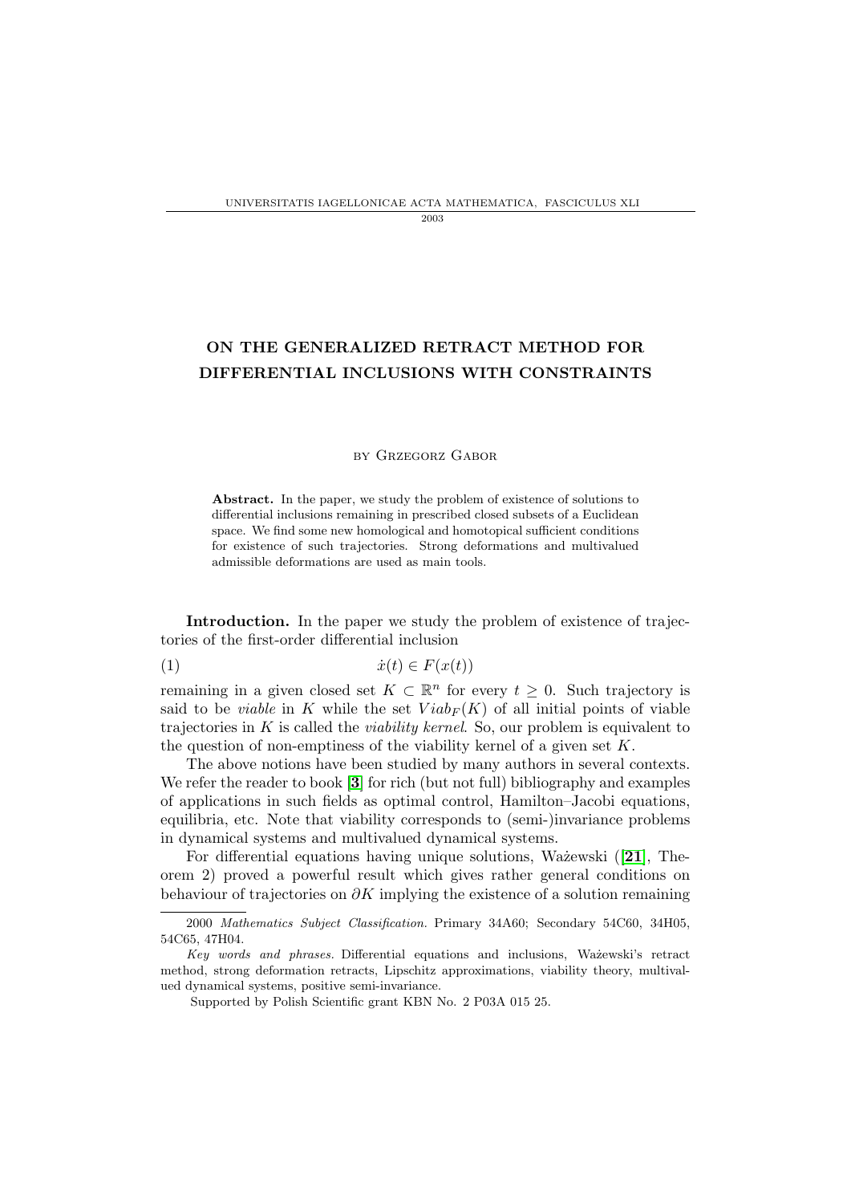# ON THE GENERALIZED RETRACT METHOD FOR DIFFERENTIAL INCLUSIONS WITH CONSTRAINTS

by Grzegorz Gabor

**Abstract.** In the paper, we study the problem of existence of solutions to differential inclusions remaining in prescribed closed subsets of a Euclidean space. We find some new homological and homotopical sufficient conditions for existence of such trajectories. Strong deformations and multivalued admissible deformations are used as main tools.

**Introduction.** In the paper we study the problem of existence of trajectories of the first-order differential inclusion

$$\dot{x}(t) \in F(x(t)) \tag{1}$$

remaining in a given closed set $K \subset \mathbb{R}^n$ for every $t \geq 0$. Such trajectory is said to be *viable* in $K$ while the set $Viab_F(K)$ of all initial points of viable trajectories in $K$ is called the *viability kernel*. So, our problem is equivalent to the question of non-emptiness of the viability kernel of a given set $K$.

The above notions have been studied by many authors in several contexts. We refer the reader to book [**3**] for rich (but not full) bibliography and examples of applications in such fields as optimal control, Hamilton–Jacobi equations, equilibria, etc. Note that viability corresponds to (semi-)invariance problems in dynamical systems and multivalued dynamical systems.

For differential equations having unique solutions, Ważewski ([**21**], Theorem 2) proved a powerful result which gives rather general conditions on behaviour of trajectories on $\partial K$ implying the existence of a solution remaining

---

2000 *Mathematics Subject Classification.* Primary 34A60; Secondary 54C60, 34H05, 54C65, 47H04.

*Key words and phrases.* Differential equations and inclusions, Ważewski's retract method, strong deformation retracts, Lipschitz approximations, viability theory, multivalued dynamical systems, positive semi-invariance.

Supported by Polish Scientific grant KBN No. 2 P03A 015 25.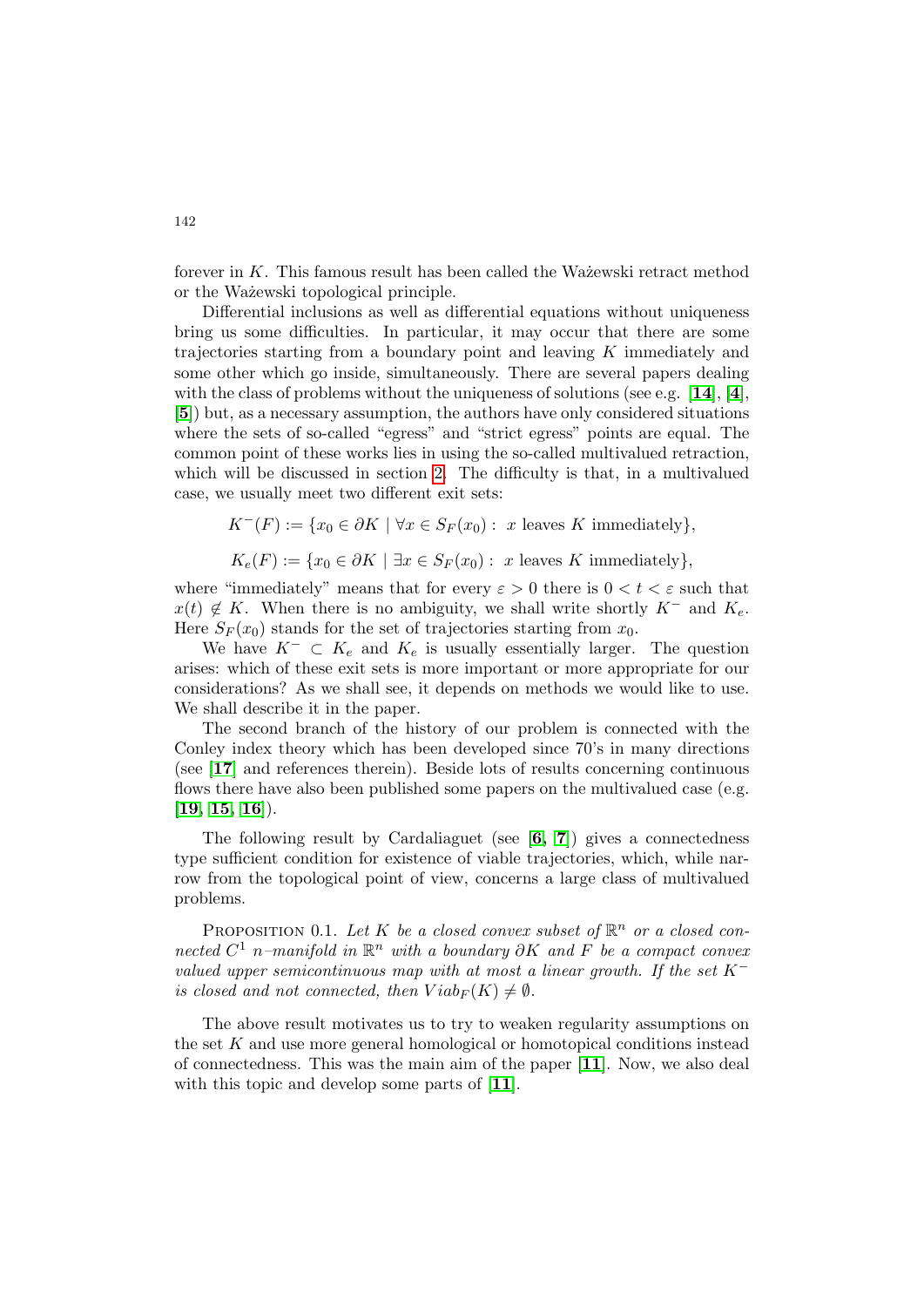forever in $K$. This famous result has been called the Ważewski retract method or the Ważewski topological principle.

Differential inclusions as well as differential equations without uniqueness bring us some difficulties. In particular, it may occur that there are some trajectories starting from a boundary point and leaving $K$ immediately and some other which go inside, simultaneously. There are several papers dealing with the class of problems without the uniqueness of solutions (see e.g. [**14**], [**4**], [**5**]) but, as a necessary assumption, the authors have only considered situations where the sets of so-called "egress" and "strict egress" points are equal. The common point of these works lies in using the so-called multivalued retraction, which will be discussed in section 2. The difficulty is that, in a multivalued case, we usually meet two different exit sets:

$$K^-(F) := \{x_0 \in \partial K \mid \forall x \in S_F(x_0) : \ x \text{ leaves } K \text{ immediately}\},$$

$$K_e(F) := \{x_0 \in \partial K \mid \exists x \in S_F(x_0) : \ x \text{ leaves } K \text{ immediately}\},$$

where "immediately" means that for every $\varepsilon > 0$ there is $0 < t < \varepsilon$ such that $x(t) \notin K$. When there is no ambiguity, we shall write shortly $K^-$ and $K_e$. Here $S_F(x_0)$ stands for the set of trajectories starting from $x_0$.

We have $K^- \subset K_e$ and $K_e$ is usually essentially larger. The question arises: which of these exit sets is more important or more appropriate for our considerations? As we shall see, it depends on methods we would like to use. We shall describe it in the paper.

The second branch of the history of our problem is connected with the Conley index theory which has been developed since 70's in many directions (see [**17**] and references therein). Beside lots of results concerning continuous flows there have also been published some papers on the multivalued case (e.g. [**19**, **15**, **16**]).

The following result by Cardaliaguet (see [**6**, **7**]) gives a connectedness type sufficient condition for existence of viable trajectories, which, while narrow from the topological point of view, concerns a large class of multivalued problems.

PROPOSITION 0.1. *Let $K$ be a closed convex subset of $\mathbb{R}^n$ or a closed connected $C^1$ $n$–manifold in $\mathbb{R}^n$ with a boundary $\partial K$ and $F$ be a compact convex valued upper semicontinuous map with at most a linear growth. If the set $K^-$ is closed and not connected, then $Viab_F(K) \neq \emptyset$.*

The above result motivates us to try to weaken regularity assumptions on the set $K$ and use more general homological or homotopical conditions instead of connectedness. This was the main aim of the paper [**11**]. Now, we also deal with this topic and develop some parts of [**11**].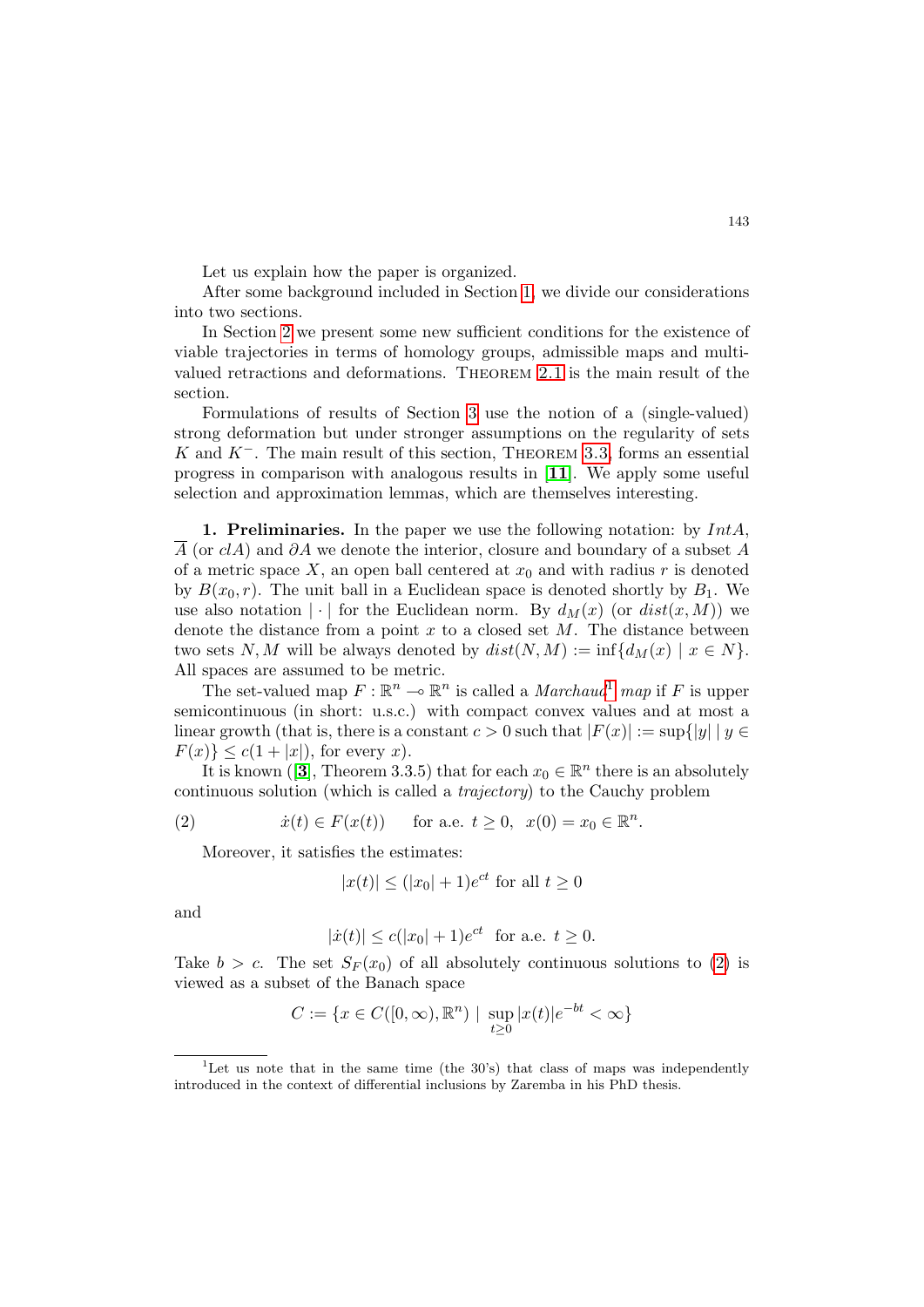Let us explain how the paper is organized.

After some background included in Section 1, we divide our considerations into two sections.

In Section 2 we present some new sufficient conditions for the existence of viable trajectories in terms of homology groups, admissible maps and multivalued retractions and deformations. THEOREM 2.1 is the main result of the section.

Formulations of results of Section 3 use the notion of a (single-valued) strong deformation but under stronger assumptions on the regularity of sets $K$ and $K^-$. The main result of this section, THEOREM 3.3, forms an essential progress in comparison with analogous results in [**11**]. We apply some useful selection and approximation lemmas, which are themselves interesting.

**1. Preliminaries.** In the paper we use the following notation: by $IntA$, $\overline{A}$ (or $clA$) and $\partial A$ we denote the interior, closure and boundary of a subset $A$ of a metric space $X$, an open ball centered at $x_0$ and with radius $r$ is denoted by $B(x_0, r)$. The unit ball in a Euclidean space is denoted shortly by $B_1$. We use also notation $|\cdot|$ for the Euclidean norm. By $d_M(x)$ (or $dist(x, M)$) we denote the distance from a point $x$ to a closed set $M$. The distance between two sets $N, M$ will be always denoted by $dist(N, M) := \inf\{d_M(x) \mid x \in N\}$. All spaces are assumed to be metric.

The set-valued map $F : \mathbb{R}^n \multimap \mathbb{R}^n$ is called a *Marchaud*[1] *map* if $F$ is upper semicontinuous (in short: u.s.c.) with compact convex values and at most a linear growth (that is, there is a constant $c > 0$ such that $|F(x)| := \sup\{|y| \mid y \in F(x)\} \leq c(1 + |x|)$, for every $x$).

It is known ([**3**], Theorem 3.3.5) that for each $x_0 \in \mathbb{R}^n$ there is an absolutely continuous solution (which is called a *trajectory*) to the Cauchy problem

$$\dot{x}(t) \in F(x(t)) \quad \text{for a.e. } t \geq 0, \;\; x(0) = x_0 \in \mathbb{R}^n. \tag{2}$$

Moreover, it satisfies the estimates:

$$|x(t)| \leq (|x_0| + 1)e^{ct} \text{ for all } t \geq 0$$

and

$$|\dot{x}(t)| \leq c(|x_0| + 1)e^{ct} \;\text{ for a.e. } t \geq 0.$$

Take $b > c$. The set $S_F(x_0)$ of all absolutely continuous solutions to (2) is viewed as a subset of the Banach space

$$C := \{x \in C([0, \infty), \mathbb{R}^n) \mid \sup_{t \geq 0} |x(t)|e^{-bt} < \infty\}$$

[1] Let us note that in the same time (the 30's) that class of maps was independently introduced in the context of differential inclusions by Zaremba in his PhD thesis.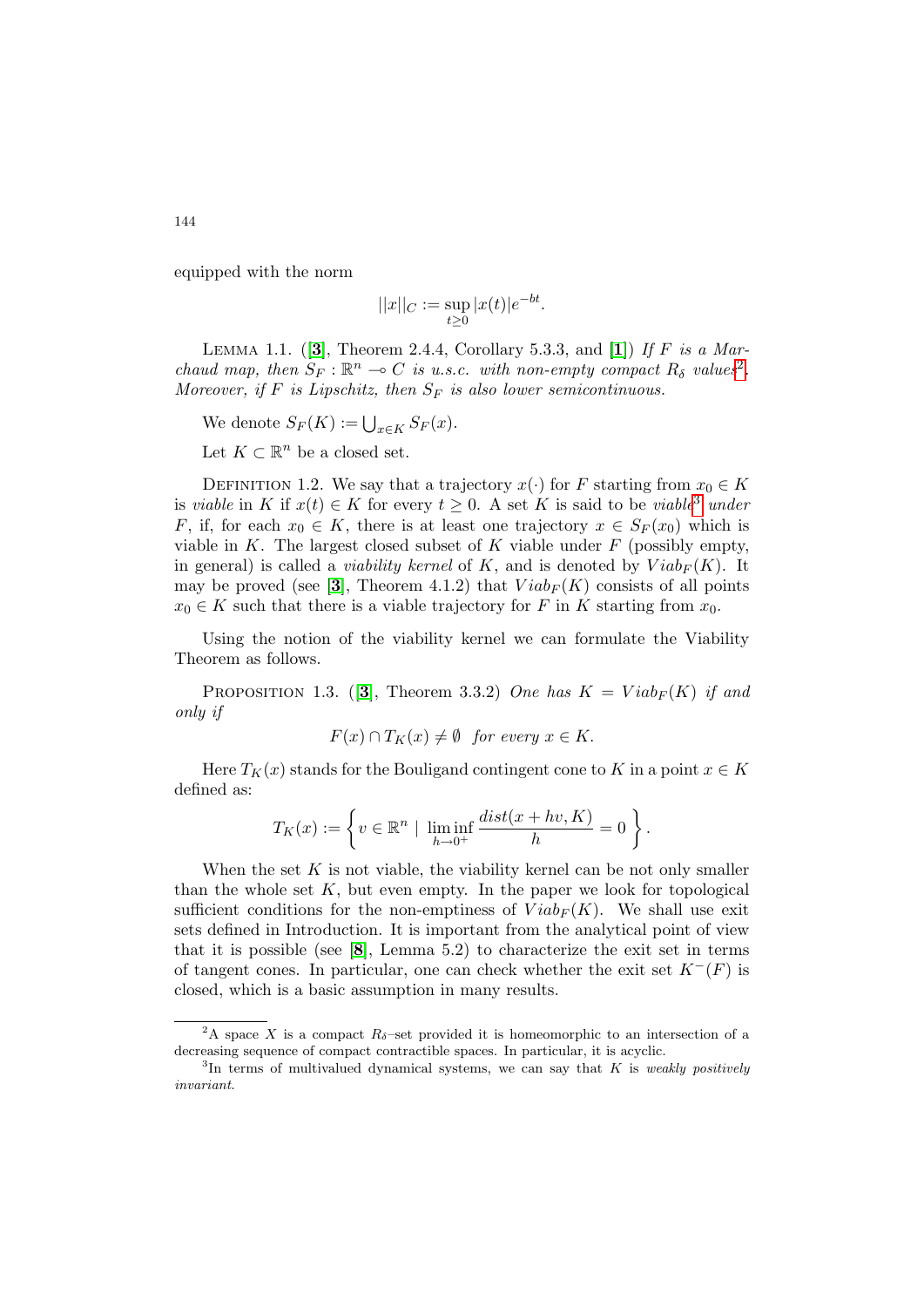equipped with the norm

$$||x||_C := \sup_{t\geq 0} |x(t)|e^{-bt}.$$

LEMMA 1.1. ([**3**], Theorem 2.4.4, Corollary 5.3.3, and [**1**]) *If $F$ is a Marchaud map, then $S_F : \mathbb{R}^n \multimap C$ is u.s.c. with non-empty compact $R_\delta$ values*[2]*. Moreover, if $F$ is Lipschitz, then $S_F$ is also lower semicontinuous.*

We denote $S_F(K) := \bigcup_{x\in K} S_F(x)$.

Let $K \subset \mathbb{R}^n$ be a closed set.

DEFINITION 1.2. We say that a trajectory $x(\cdot)$ for $F$ starting from $x_0 \in K$ is *viable* in $K$ if $x(t) \in K$ for every $t \geq 0$. A set $K$ is said to be *viable*[3] *under* $F$, if, for each $x_0 \in K$, there is at least one trajectory $x \in S_F(x_0)$ which is viable in $K$. The largest closed subset of $K$ viable under $F$ (possibly empty, in general) is called a *viability kernel* of $K$, and is denoted by $Viab_F(K)$. It may be proved (see [**3**], Theorem 4.1.2) that $Viab_F(K)$ consists of all points $x_0 \in K$ such that there is a viable trajectory for $F$ in $K$ starting from $x_0$.

Using the notion of the viability kernel we can formulate the Viability Theorem as follows.

PROPOSITION 1.3. ([**3**], Theorem 3.3.2) *One has $K = Viab_F(K)$ if and only if*

$$F(x) \cap T_K(x) \neq \emptyset \quad \textit{for every } x \in K.$$

Here $T_K(x)$ stands for the Bouligand contingent cone to $K$ in a point $x \in K$ defined as:

$$T_K(x) := \left\{ v \in \mathbb{R}^n \mid \liminf_{h\to 0^+} \frac{dist(x+hv, K)}{h} = 0 \right\}.$$

When the set $K$ is not viable, the viability kernel can be not only smaller than the whole set $K$, but even empty. In the paper we look for topological sufficient conditions for the non-emptiness of $Viab_F(K)$. We shall use exit sets defined in Introduction. It is important from the analytical point of view that it is possible (see [**8**], Lemma 5.2) to characterize the exit set in terms of tangent cones. In particular, one can check whether the exit set $K^-(F)$ is closed, which is a basic assumption in many results.

---

[2] A space $X$ is a compact $R_\delta$–set provided it is homeomorphic to an intersection of a decreasing sequence of compact contractible spaces. In particular, it is acyclic.

[3] In terms of multivalued dynamical systems, we can say that $K$ is *weakly positively invariant*.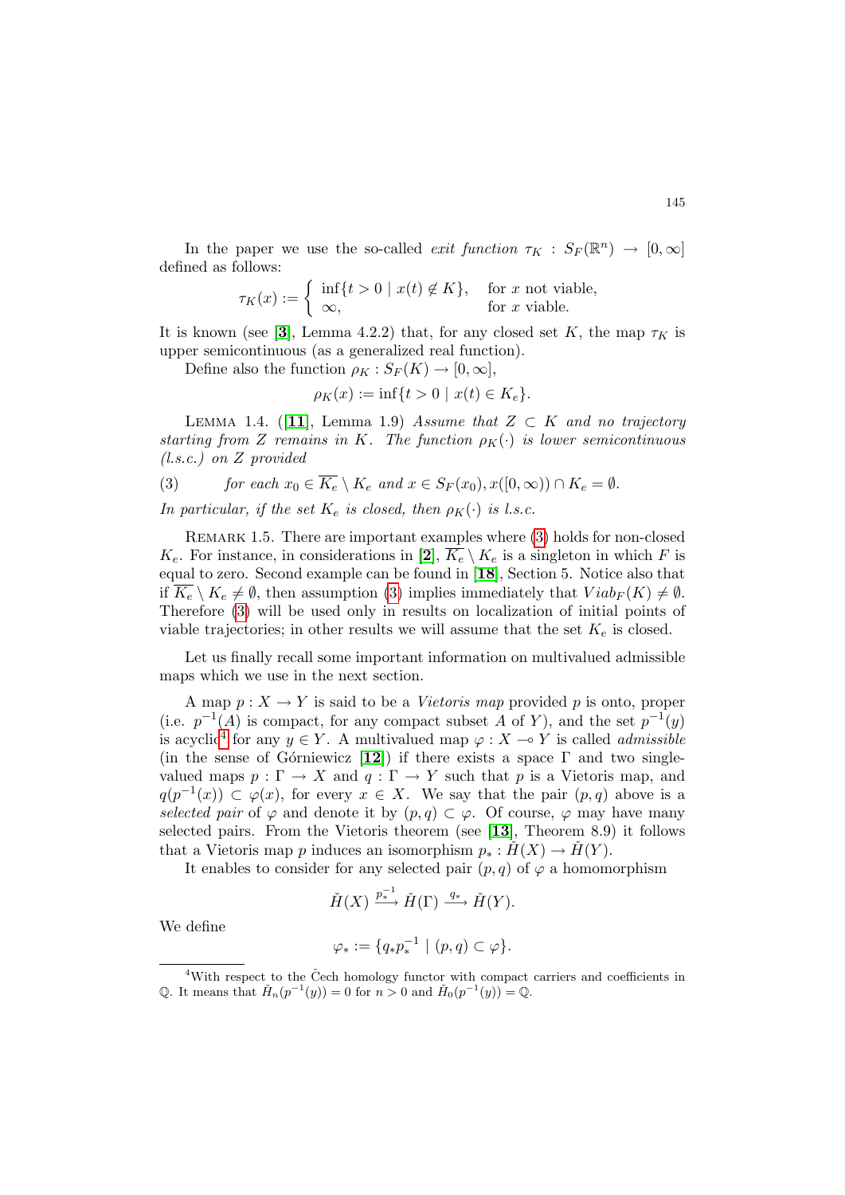In the paper we use the so-called *exit function* $\tau_K : S_F(\mathbb{R}^n) \to [0,\infty]$ defined as follows:

$$\tau_K(x) := \begin{cases} \inf\{t > 0 \mid x(t) \notin K\}, & \text{for } x \text{ not viable,} \\ \infty, & \text{for } x \text{ viable.} \end{cases}$$

It is known (see [**3**], Lemma 4.2.2) that, for any closed set $K$, the map $\tau_K$ is upper semicontinuous (as a generalized real function).

Define also the function $\rho_K : S_F(K) \to [0,\infty]$,

$$\rho_K(x) := \inf\{t > 0 \mid x(t) \in K_e\}.$$

Lemma 1.4. ([**11**], Lemma 1.9) *Assume that $Z \subset K$ and no trajectory starting from $Z$ remains in $K$. The function $\rho_K(\cdot)$ is lower semicontinuous (l.s.c.) on $Z$ provided*

(3) *for each $x_0 \in \overline{K_e} \setminus K_e$ and $x \in S_F(x_0), x([0,\infty)) \cap K_e = \emptyset$.*

*In particular, if the set $K_e$ is closed, then $\rho_K(\cdot)$ is l.s.c.*

Remark 1.5. There are important examples where (3) holds for non-closed $K_e$. For instance, in considerations in [**2**], $\overline{K_e} \setminus K_e$ is a singleton in which $F$ is equal to zero. Second example can be found in [**18**], Section 5. Notice also that if $\overline{K_e} \setminus K_e \neq \emptyset$, then assumption (3) implies immediately that $Viab_F(K) \neq \emptyset$. Therefore (3) will be used only in results on localization of initial points of viable trajectories; in other results we will assume that the set $K_e$ is closed.

Let us finally recall some important information on multivalued admissible maps which we use in the next section.

A map $p : X \to Y$ is said to be a *Vietoris map* provided $p$ is onto, proper (i.e. $p^{-1}(A)$ is compact, for any compact subset $A$ of $Y$), and the set $p^{-1}(y)$ is acyclic[4] for any $y \in Y$. A multivalued map $\varphi : X \multimap Y$ is called *admissible* (in the sense of Górniewicz [**12**]) if there exists a space $\Gamma$ and two single-valued maps $p : \Gamma \to X$ and $q : \Gamma \to Y$ such that $p$ is a Vietoris map, and $q(p^{-1}(x)) \subset \varphi(x)$, for every $x \in X$. We say that the pair $(p,q)$ above is a *selected pair* of $\varphi$ and denote it by $(p,q) \subset \varphi$. Of course, $\varphi$ may have many selected pairs. From the Vietoris theorem (see [**13**], Theorem 8.9) it follows that a Vietoris map $p$ induces an isomorphism $p_* : \check{H}(X) \to \check{H}(Y)$.

It enables to consider for any selected pair $(p,q)$ of $\varphi$ a homomorphism

$$\check{H}(X) \xrightarrow{p_*^{-1}} \check{H}(\Gamma) \xrightarrow{q_*} \check{H}(Y).$$

We define

$$\varphi_* := \{q_* p_*^{-1} \mid (p,q) \subset \varphi\}.$$

[4] With respect to the Čech homology functor with compact carriers and coefficients in $\mathbb{Q}$. It means that $\check{H}_n(p^{-1}(y)) = 0$ for $n > 0$ and $\check{H}_0(p^{-1}(y)) = \mathbb{Q}$.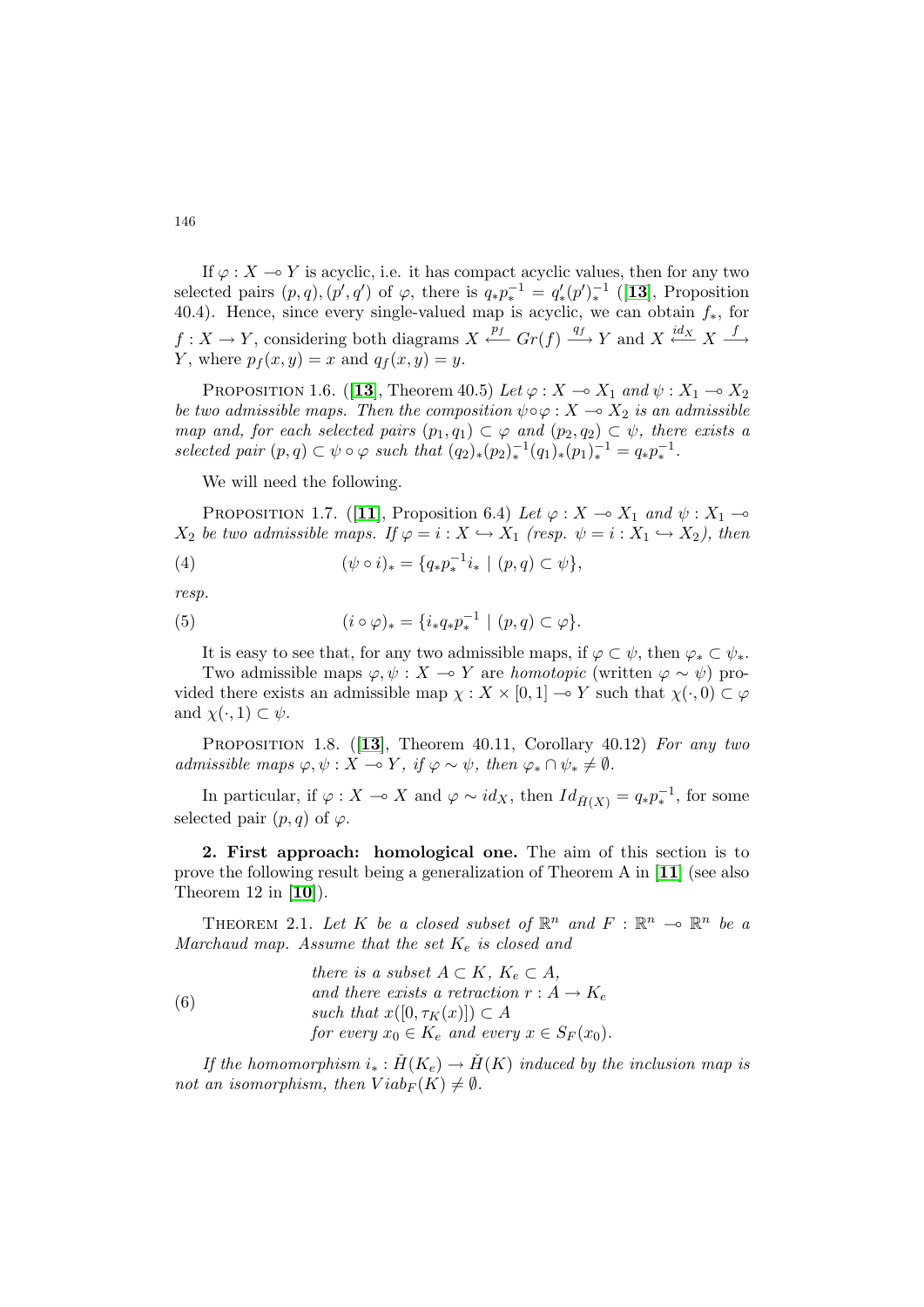If $\varphi : X \multimap Y$ is acyclic, i.e. it has compact acyclic values, then for any two selected pairs $(p,q), (p',q')$ of $\varphi$, there is $q_* p_*^{-1} = q'_*(p')_*^{-1}$ ([**13**], Proposition 40.4). Hence, since every single-valued map is acyclic, we can obtain $f_*$, for $f : X \to Y$, considering both diagrams $X \xleftarrow{p_f} Gr(f) \xrightarrow{q_f} Y$ and $X \xleftarrow{id_X} X \xrightarrow{f} Y$, where $p_f(x,y) = x$ and $q_f(x,y) = y$.

PROPOSITION 1.6. ([**13**], Theorem 40.5) *Let $\varphi : X \multimap X_1$ and $\psi : X_1 \multimap X_2$ be two admissible maps. Then the composition $\psi \circ \varphi : X \multimap X_2$ is an admissible map and, for each selected pairs $(p_1, q_1) \subset \varphi$ and $(p_2, q_2) \subset \psi$, there exists a selected pair $(p,q) \subset \psi \circ \varphi$ such that $(q_2)_*(p_2)_*^{-1}(q_1)_*(p_1)_*^{-1} = q_* p_*^{-1}$.*

We will need the following.

PROPOSITION 1.7. ([**11**], Proposition 6.4) *Let $\varphi : X \multimap X_1$ and $\psi : X_1 \multimap X_2$ be two admissible maps. If $\varphi = i : X \hookrightarrow X_1$ (resp. $\psi = i : X_1 \hookrightarrow X_2$), then*

$$(\psi \circ i)_* = \{q_* p_*^{-1} i_* \mid (p,q) \subset \psi\}, \tag{4}$$

*resp.*

$$(i \circ \varphi)_* = \{i_* q_* p_*^{-1} \mid (p,q) \subset \varphi\}. \tag{5}$$

It is easy to see that, for any two admissible maps, if $\varphi \subset \psi$, then $\varphi_* \subset \psi_*$.

Two admissible maps $\varphi, \psi : X \multimap Y$ are *homotopic* (written $\varphi \sim \psi$) provided there exists an admissible map $\chi : X \times [0,1] \multimap Y$ such that $\chi(\cdot, 0) \subset \varphi$ and $\chi(\cdot, 1) \subset \psi$.

PROPOSITION 1.8. ([**13**], Theorem 40.11, Corollary 40.12) *For any two admissible maps $\varphi, \psi : X \multimap Y$, if $\varphi \sim \psi$, then $\varphi_* \cap \psi_* \neq \emptyset$.*

In particular, if $\varphi : X \multimap X$ and $\varphi \sim id_X$, then $Id_{\check{H}(X)} = q_* p_*^{-1}$, for some selected pair $(p,q)$ of $\varphi$.

**2. First approach: homological one.** The aim of this section is to prove the following result being a generalization of Theorem A in [**11**] (see also Theorem 12 in [**10**]).

THEOREM 2.1. *Let $K$ be a closed subset of $\mathbb{R}^n$ and $F : \mathbb{R}^n \multimap \mathbb{R}^n$ be a Marchaud map. Assume that the set $K_e$ is closed and*

$$\begin{array}{l} \text{there is a subset } A \subset K,\ K_e \subset A, \\ \text{and there exists a retraction } r : A \to K_e \\ \text{such that } x([0, \tau_K(x)]) \subset A \\ \text{for every } x_0 \in K_e \text{ and every } x \in S_F(x_0). \end{array} \tag{6}$$

*If the homomorphism $i_* : \check{H}(K_e) \to \check{H}(K)$ induced by the inclusion map is not an isomorphism, then $Viab_F(K) \neq \emptyset$.*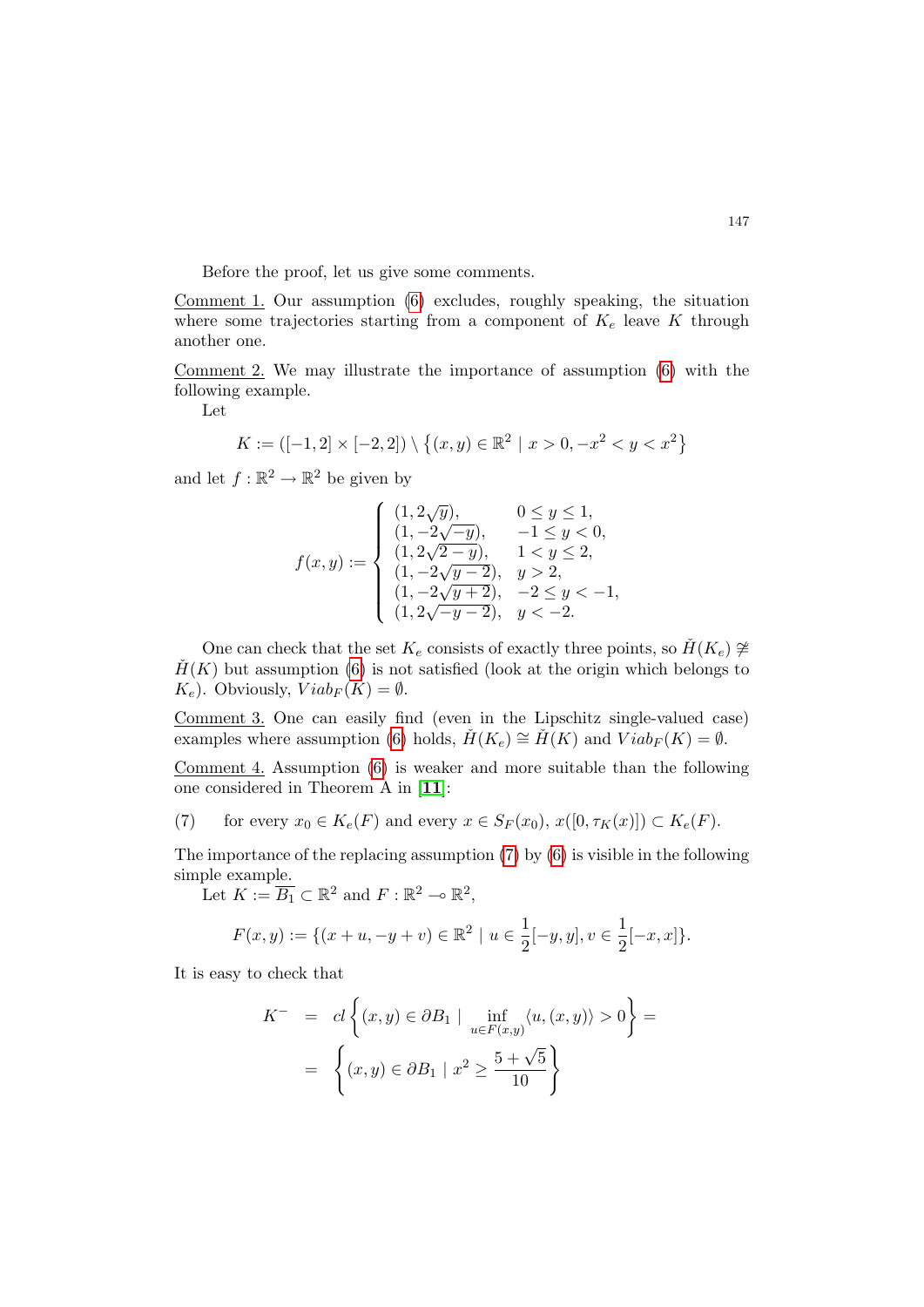Before the proof, let us give some comments.

Comment 1. Our assumption (6) excludes, roughly speaking, the situation where some trajectories starting from a component of $K_e$ leave $K$ through another one.

Comment 2. We may illustrate the importance of assumption (6) with the following example.

Let

$$K := ([-1, 2] \times [-2, 2]) \setminus \{(x, y) \in \mathbb{R}^2 \mid x > 0, -x^2 < y < x^2\}$$

and let $f : \mathbb{R}^2 \to \mathbb{R}^2$ be given by

$$f(x, y) := \begin{cases} (1, 2\sqrt{y}), & 0 \le y \le 1, \\ (1, -2\sqrt{-y}), & -1 \le y < 0, \\ (1, 2\sqrt{2 - y}), & 1 < y \le 2, \\ (1, -2\sqrt{y - 2}), & y > 2, \\ (1, -2\sqrt{y + 2}), & -2 \le y < -1, \\ (1, 2\sqrt{-y - 2}), & y < -2. \end{cases}$$

One can check that the set $K_e$ consists of exactly three points, so $\check{H}(K_e) \not\cong \check{H}(K)$ but assumption (6) is not satisfied (look at the origin which belongs to $K_e$). Obviously, $Viab_F(K) = \emptyset$.

Comment 3. One can easily find (even in the Lipschitz single-valued case) examples where assumption (6) holds, $\check{H}(K_e) \cong \check{H}(K)$ and $Viab_F(K) = \emptyset$.

Comment 4. Assumption (6) is weaker and more suitable than the following one considered in Theorem A in [11]:

(7) for every $x_0 \in K_e(F)$ and every $x \in S_F(x_0)$, $x([0, \tau_K(x)]) \subset K_e(F)$.

The importance of the replacing assumption (7) by (6) is visible in the following simple example.

Let $K := \overline{B_1} \subset \mathbb{R}^2$ and $F : \mathbb{R}^2 \multimap \mathbb{R}^2$,

$$F(x, y) := \{(x + u, -y + v) \in \mathbb{R}^2 \mid u \in \frac{1}{2}[-y, y], v \in \frac{1}{2}[-x, x]\}.$$

It is easy to check that

$$\begin{aligned} K^- &= cl\left\{(x, y) \in \partial B_1 \mid \inf_{u \in F(x,y)} \langle u, (x, y)\rangle > 0\right\} = \\ &= \left\{(x, y) \in \partial B_1 \mid x^2 \ge \frac{5 + \sqrt{5}}{10}\right\} \end{aligned}$$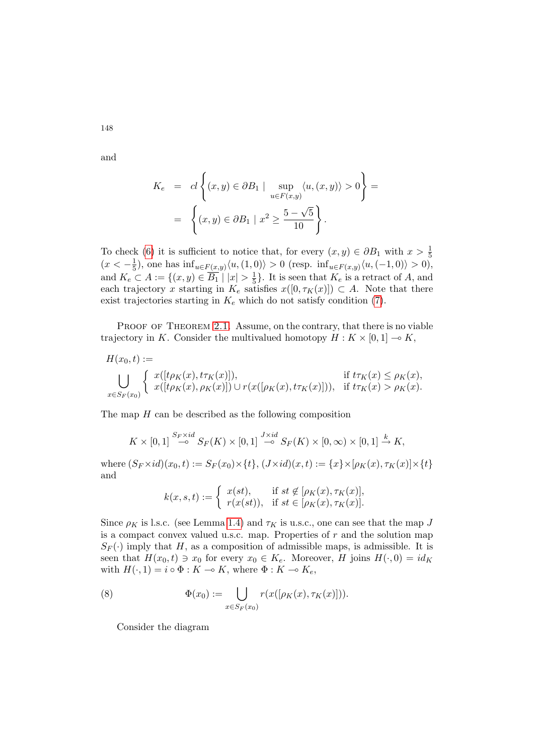and

$$K_e = cl\left\{(x,y) \in \partial B_1 \mid \sup_{u \in F(x,y)} \langle u, (x,y)\rangle > 0\right\} =$$
$$= \left\{(x,y) \in \partial B_1 \mid x^2 \geq \frac{5-\sqrt{5}}{10}\right\}.$$

To check (6) it is sufficient to notice that, for every $(x,y) \in \partial B_1$ with $x > \frac{1}{5}$ ($x < -\frac{1}{5}$), one has $\inf_{u \in F(x,y)} \langle u, (1,0)\rangle > 0$ (resp. $\inf_{u \in F(x,y)} \langle u, (-1,0)\rangle > 0$), and $K_e \subset A := \{(x,y) \in \overline{B_1} \mid |x| > \frac{1}{5}\}$. It is seen that $K_e$ is a retract of $A$, and each trajectory $x$ starting in $K_e$ satisfies $x([0, \tau_K(x)]) \subset A$. Note that there exist trajectories starting in $K_e$ which do not satisfy condition (7).

Proof of Theorem 2.1. Assume, on the contrary, that there is no viable trajectory in $K$. Consider the multivalued homotopy $H : K \times [0,1] \multimap K$,

$$H(x_0,t) := \bigcup_{x \in S_F(x_0)} \begin{cases} x([t\rho_K(x), t\tau_K(x)]), & \text{if } t\tau_K(x) \leq \rho_K(x), \\ x([t\rho_K(x), \rho_K(x)]) \cup r(x([\rho_K(x), t\tau_K(x)])), & \text{if } t\tau_K(x) > \rho_K(x). \end{cases}$$

The map $H$ can be described as the following composition

$$K \times [0,1] \overset{S_F \times id}{\multimap} S_F(K) \times [0,1] \overset{J \times id}{\multimap} S_F(K) \times [0,\infty) \times [0,1] \xrightarrow{k} K,$$

where $(S_F \times id)(x_0,t) := S_F(x_0) \times \{t\}$, $(J \times id)(x,t) := \{x\} \times [\rho_K(x), \tau_K(x)] \times \{t\}$ and

$$k(x,s,t) := \begin{cases} x(st), & \text{if } st \notin [\rho_K(x), \tau_K(x)], \\ r(x(st)), & \text{if } st \in [\rho_K(x), \tau_K(x)]. \end{cases}$$

Since $\rho_K$ is l.s.c. (see Lemma 1.4) and $\tau_K$ is u.s.c., one can see that the map $J$ is a compact convex valued u.s.c. map. Properties of $r$ and the solution map $S_F(\cdot)$ imply that $H$, as a composition of admissible maps, is admissible. It is seen that $H(x_0,t) \ni x_0$ for every $x_0 \in K_e$. Moreover, $H$ joins $H(\cdot,0) = id_K$ with $H(\cdot,1) = i \circ \Phi : K \multimap K$, where $\Phi : K \multimap K_e$,

$$\Phi(x_0) := \bigcup_{x \in S_F(x_0)} r(x([\rho_K(x), \tau_K(x)])). \tag{8}$$

Consider the diagram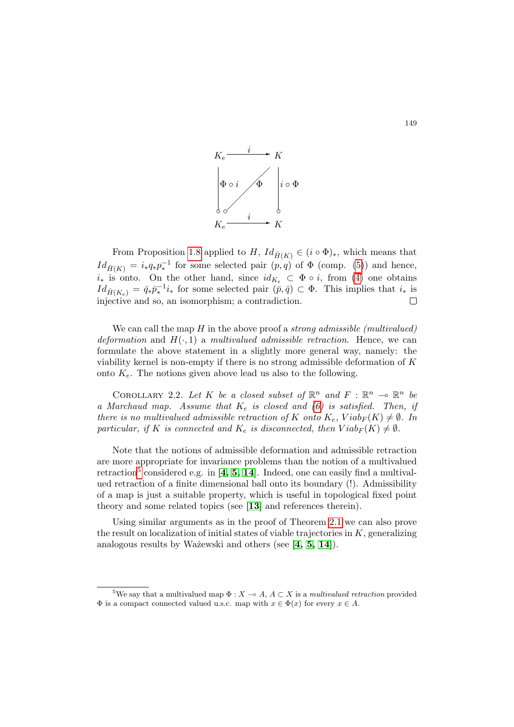$$\begin{array}{ccc} K_e & \xrightarrow{\quad i \quad} & K \\ {\scriptstyle \Phi \circ i}\big\downarrow & \swarrow{\scriptstyle \Phi} & \big\downarrow{\scriptstyle i \circ \Phi} \\ K_e & \xrightarrow{\quad i \quad} & K \end{array}$$

From Proposition 1.8 applied to $H$, $Id_{\check{H}(K)} \in (i \circ \Phi)_*$, which means that $Id_{\check{H}(K)} = i_* q_* p_*^{-1}$ for some selected pair $(p, q)$ of $\Phi$ (comp. (5)) and hence, $i_*$ is onto. On the other hand, since $id_{K_e} \subset \Phi \circ i$, from (4) one obtains $Id_{\check{H}(K_e)} = \bar{q}_* \bar{p}_*^{-1} i_*$ for some selected pair $(\bar{p}, \bar{q}) \subset \Phi$. This implies that $i_*$ is injective and so, an isomorphism; a contradiction. $\square$

We can call the map $H$ in the above proof a *strong admissible (multivalued) deformation* and $H(\cdot, 1)$ a *multivalued admissible retraction*. Hence, we can formulate the above statement in a slightly more general way, namely: the viability kernel is non-empty if there is no strong admissible deformation of $K$ onto $K_e$. The notions given above lead us also to the following.

COROLLARY 2.2. *Let $K$ be a closed subset of $\mathbb{R}^n$ and $F : \mathbb{R}^n \multimap \mathbb{R}^n$ be a Marchaud map. Assume that $K_e$ is closed and (6) is satisfied. Then, if there is no multivalued admissible retraction of $K$ onto $K_e$, $Viab_F(K) \neq \emptyset$. In particular, if $K$ is connected and $K_e$ is disconnected, then $Viab_F(K) \neq \emptyset$.*

Note that the notions of admissible deformation and admissible retraction are more appropriate for invariance problems than the notion of a multivalued retraction[5] considered e.g. in [**4**, **5**, **14**]. Indeed, one can easily find a multivalued retraction of a finite dimensional ball onto its boundary (!). Admissibility of a map is just a suitable property, which is useful in topological fixed point theory and some related topics (see [**13**] and references therein).

Using similar arguments as in the proof of Theorem 2.1 we can also prove the result on localization of initial states of viable trajectories in $K$, generalizing analogous results by Ważewski and others (see [**4**, **5**, **14**]).

---

[5] We say that a multivalued map $\Phi : X \multimap A$, $A \subset X$ is a *multivalued retraction* provided $\Phi$ is a compact connected valued u.s.c. map with $x \in \Phi(x)$ for every $x \in A$.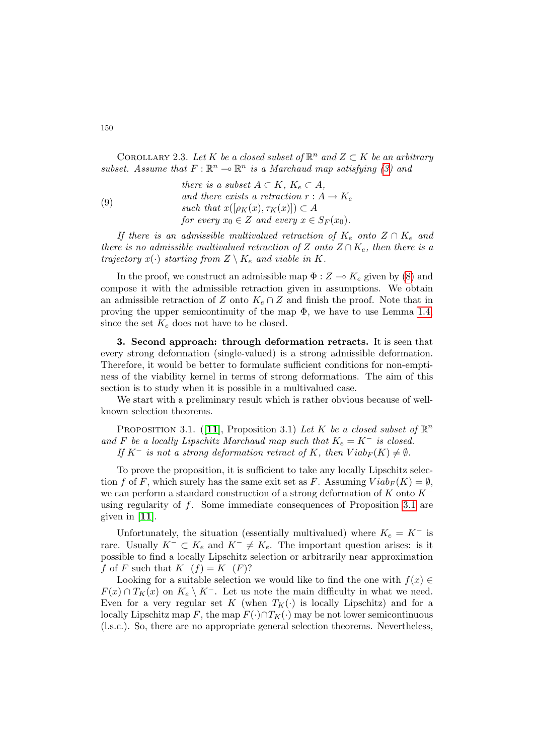Corollary 2.3. *Let $K$ be a closed subset of $\mathbb{R}^n$ and $Z \subset K$ be an arbitrary subset. Assume that $F : \mathbb{R}^n \multimap \mathbb{R}^n$ is a Marchaud map satisfying (3) and*

$$
\begin{array}{l}
\text{there is a subset } A \subset K,\ K_e \subset A, \\
\text{and there exists a retraction } r : A \to K_e \\
\text{such that } x([\rho_K(x), \tau_K(x)]) \subset A \\
\text{for every } x_0 \in Z \text{ and every } x \in S_F(x_0).
\end{array} \tag{9}
$$

*If there is an admissible multivalued retraction of $K_e$ onto $Z \cap K_e$ and there is no admissible multivalued retraction of $Z$ onto $Z \cap K_e$, then there is a trajectory $x(\cdot)$ starting from $Z \setminus K_e$ and viable in $K$.*

In the proof, we construct an admissible map $\Phi : Z \multimap K_e$ given by (8) and compose it with the admissible retraction given in assumptions. We obtain an admissible retraction of $Z$ onto $K_e \cap Z$ and finish the proof. Note that in proving the upper semicontinuity of the map $\Phi$, we have to use Lemma 1.4, since the set $K_e$ does not have to be closed.

**3. Second approach: through deformation retracts.** It is seen that every strong deformation (single-valued) is a strong admissible deformation. Therefore, it would be better to formulate sufficient conditions for non-emptiness of the viability kernel in terms of strong deformations. The aim of this section is to study when it is possible in a multivalued case.

We start with a preliminary result which is rather obvious because of well-known selection theorems.

Proposition 3.1. ([**11**], Proposition 3.1) *Let $K$ be a closed subset of $\mathbb{R}^n$ and $F$ be a locally Lipschitz Marchaud map such that $K_e = K^-$ is closed.*
*If $K^-$ is not a strong deformation retract of $K$, then $Viab_F(K) \neq \emptyset$.*

To prove the proposition, it is sufficient to take any locally Lipschitz selection $f$ of $F$, which surely has the same exit set as $F$. Assuming $Viab_F(K) = \emptyset$, we can perform a standard construction of a strong deformation of $K$ onto $K^-$ using regularity of $f$. Some immediate consequences of Proposition 3.1 are given in [**11**].

Unfortunately, the situation (essentially multivalued) where $K_e = K^-$ is rare. Usually $K^- \subset K_e$ and $K^- \neq K_e$. The important question arises: is it possible to find a locally Lipschitz selection or arbitrarily near approximation $f$ of $F$ such that $K^-(f) = K^-(F)$?

Looking for a suitable selection we would like to find the one with $f(x) \in F(x) \cap T_K(x)$ on $K_e \setminus K^-$. Let us note the main difficulty in what we need. Even for a very regular set $K$ (when $T_K(\cdot)$ is locally Lipschitz) and for a locally Lipschitz map $F$, the map $F(\cdot) \cap T_K(\cdot)$ may be not lower semicontinuous (l.s.c.). So, there are no appropriate general selection theorems. Nevertheless,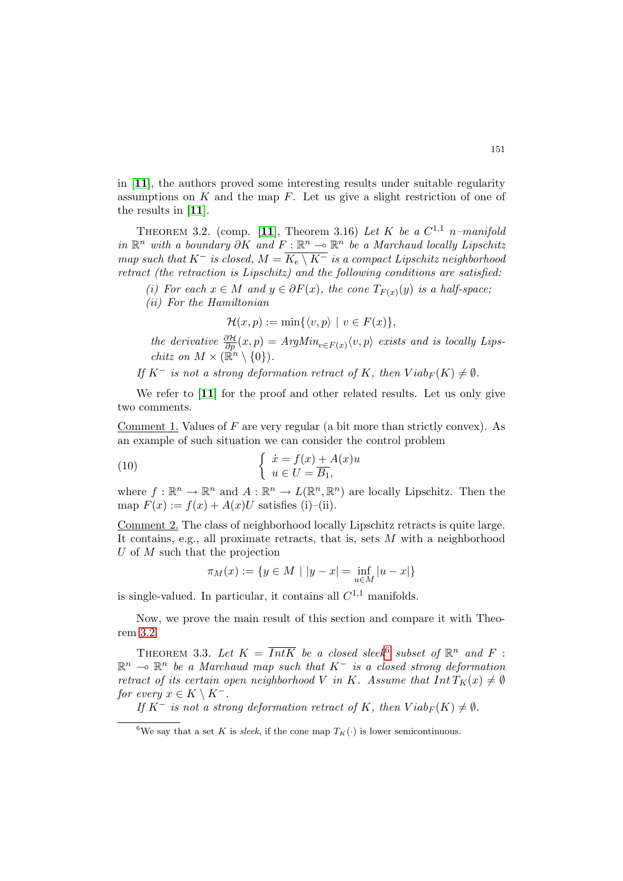in [**11**], the authors proved some interesting results under suitable regularity assumptions on $K$ and the map $F$. Let us give a slight restriction of one of the results in [**11**].

THEOREM 3.2. (comp. [**11**], Theorem 3.16) *Let $K$ be a $C^{1,1}$ $n$–manifold in $\mathbb{R}^n$ with a boundary $\partial K$ and $F : \mathbb{R}^n \multimap \mathbb{R}^n$ be a Marchaud locally Lipschitz map such that $K^-$ is closed, $M = \overline{K_e \setminus K^-}$ is a compact Lipschitz neighborhood retract (the retraction is Lipschitz) and the following conditions are satisfied:*

*(i) For each $x \in M$ and $y \in \partial F(x)$, the cone $T_{F(x)}(y)$ is a half-space;*
*(ii) For the Hamiltonian*

$$\mathcal{H}(x, p) := \min\{\langle v, p\rangle \mid v \in F(x)\},$$

*the derivative $\frac{\partial \mathcal{H}}{\partial p}(x, p) = ArgMin_{v\in F(x)}\langle v, p\rangle$ exists and is locally Lipschitz on $M \times (\mathbb{R}^n \setminus \{0\})$.*

*If $K^-$ is not a strong deformation retract of $K$, then $Viab_F(K) \neq \emptyset$.*

We refer to [**11**] for the proof and other related results. Let us only give two comments.

Comment 1. Values of $F$ are very regular (a bit more than strictly convex). As an example of such situation we can consider the control problem

$$\left\{ \begin{array}{l} \dot{x} = f(x) + A(x)u \\ u \in U = \overline{B_1}, \end{array} \right. \tag{10}$$

where $f : \mathbb{R}^n \to \mathbb{R}^n$ and $A : \mathbb{R}^n \to L(\mathbb{R}^n, \mathbb{R}^n)$ are locally Lipschitz. Then the map $F(x) := f(x) + A(x)U$ satisfies (i)–(ii).

Comment 2. The class of neighborhood locally Lipschitz retracts is quite large. It contains, e.g., all proximate retracts, that is, sets $M$ with a neighborhood $U$ of $M$ such that the projection

$$\pi_M(x) := \{y \in M \mid |y - x| = \inf_{u\in M} |u - x|\}$$

is single-valued. In particular, it contains all $C^{1,1}$ manifolds.

Now, we prove the main result of this section and compare it with Theorem 3.2.

THEOREM 3.3. *Let $K = \overline{Int K}$ be a closed sleek[6] subset of $\mathbb{R}^n$ and $F : \mathbb{R}^n \multimap \mathbb{R}^n$ be a Marchaud map such that $K^-$ is a closed strong deformation retract of its certain open neighborhood $V$ in $K$. Assume that $Int\, T_K(x) \neq \emptyset$ for every $x \in K \setminus K^-$.*

*If $K^-$ is not a strong deformation retract of $K$, then $Viab_F(K) \neq \emptyset$.*

[6] We say that a set $K$ is *sleek*, if the cone map $T_K(\cdot)$ is lower semicontinuous.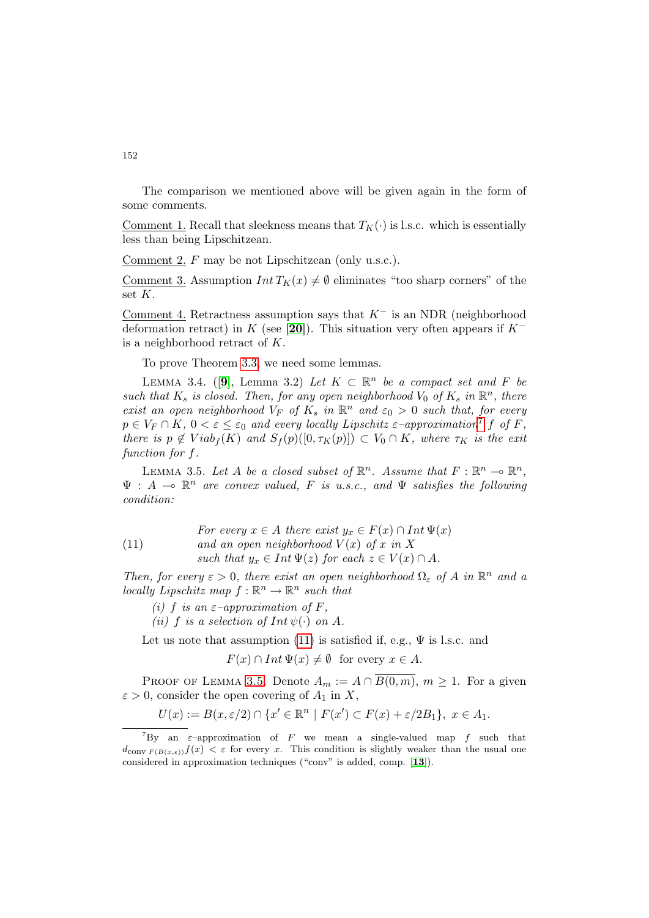The comparison we mentioned above will be given again in the form of some comments.

Comment 1. Recall that sleekness means that $T_K(\cdot)$ is l.s.c. which is essentially less than being Lipschitzean.

Comment 2. $F$ may be not Lipschitzean (only u.s.c.).

Comment 3. Assumption $Int\, T_K(x) \neq \emptyset$ eliminates "too sharp corners" of the set $K$.

Comment 4. Retractness assumption says that $K^-$ is an NDR (neighborhood deformation retract) in $K$ (see [**20**]). This situation very often appears if $K^-$ is a neighborhood retract of $K$.

To prove Theorem 3.3, we need some lemmas.

LEMMA 3.4. ([**9**], Lemma 3.2) *Let $K \subset \mathbb{R}^n$ be a compact set and $F$ be such that $K_s$ is closed. Then, for any open neighborhood $V_0$ of $K_s$ in $\mathbb{R}^n$, there exist an open neighborhood $V_F$ of $K_s$ in $\mathbb{R}^n$ and $\varepsilon_0 > 0$ such that, for every $p \in V_F \cap K$, $0 < \varepsilon \leq \varepsilon_0$ and every locally Lipschitz $\varepsilon$–approximation[7] $f$ of $F$, there is $p \notin Viab_f(K)$ and $S_f(p)([0, \tau_K(p)]) \subset V_0 \cap K$, where $\tau_K$ is the exit function for $f$.*

LEMMA 3.5. *Let $A$ be a closed subset of $\mathbb{R}^n$. Assume that $F : \mathbb{R}^n \multimap \mathbb{R}^n$, $\Psi : A \multimap \mathbb{R}^n$ are convex valued, $F$ is u.s.c., and $\Psi$ satisfies the following condition:*

$$
(11) \qquad \begin{array}{l} \text{For every } x \in A \text{ there exist } y_x \in F(x) \cap Int\, \Psi(x) \\ \text{and an open neighborhood } V(x) \text{ of } x \text{ in } X \\ \text{such that } y_x \in Int\, \Psi(z) \text{ for each } z \in V(x) \cap A. \end{array}
$$

*Then, for every $\varepsilon > 0$, there exist an open neighborhood $\Omega_\varepsilon$ of $A$ in $\mathbb{R}^n$ and a locally Lipschitz map $f : \mathbb{R}^n \to \mathbb{R}^n$ such that*

*(i) $f$ is an $\varepsilon$–approximation of $F$,*

*(ii) $f$ is a selection of $Int\, \psi(\cdot)$ on $A$.*

Let us note that assumption (11) is satisfied if, e.g., $\Psi$ is l.s.c. and

$$F(x) \cap Int\, \Psi(x) \neq \emptyset \ \text{ for every } x \in A.$$

PROOF OF LEMMA 3.5. Denote $A_m := A \cap \overline{B(0, m)}$, $m \geq 1$. For a given $\varepsilon > 0$, consider the open covering of $A_1$ in $X$,

$$U(x) := B(x, \varepsilon/2) \cap \{x' \in \mathbb{R}^n \mid F(x') \subset F(x) + \varepsilon/2B_1\},\ x \in A_1.$$

---

[7] By an $\varepsilon$–approximation of $F$ we mean a single-valued map $f$ such that $d_{\text{conv}\, F(B(x,\varepsilon))} f(x) < \varepsilon$ for every $x$. This condition is slightly weaker than the usual one considered in approximation techniques ("conv" is added, comp. [**13**]).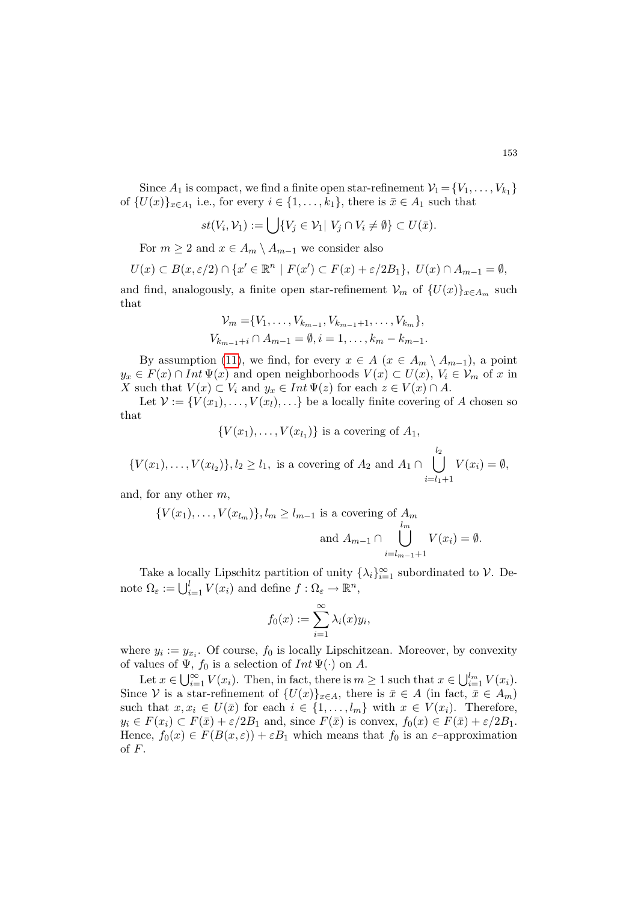Since $A_1$ is compact, we find a finite open star-refinement $\mathcal{V}_1 = \{V_1, \ldots, V_{k_1}\}$ of $\{U(x)\}_{x \in A_1}$ i.e., for every $i \in \{1, \ldots, k_1\}$, there is $\bar{x} \in A_1$ such that

$$st(V_i, \mathcal{V}_1) := \bigcup \{V_j \in \mathcal{V}_1 | \; V_j \cap V_i \neq \emptyset\} \subset U(\bar{x}).$$

For $m \geq 2$ and $x \in A_m \setminus A_{m-1}$ we consider also

$$U(x) \subset B(x, \varepsilon/2) \cap \{x' \in \mathbb{R}^n \mid F(x') \subset F(x) + \varepsilon/2B_1\}, \; U(x) \cap A_{m-1} = \emptyset,$$

and find, analogously, a finite open star-refinement $\mathcal{V}_m$ of $\{U(x)\}_{x \in A_m}$ such that

$$\mathcal{V}_m = \{V_1, \ldots, V_{k_{m-1}}, V_{k_{m-1}+1}, \ldots, V_{k_m}\},$$
$$V_{k_{m-1}+i} \cap A_{m-1} = \emptyset, i = 1, \ldots, k_m - k_{m-1}.$$

By assumption (11), we find, for every $x \in A$ ($x \in A_m \setminus A_{m-1}$), a point $y_x \in F(x) \cap Int\, \Psi(x)$ and open neighborhoods $V(x) \subset U(x)$, $V_i \in \mathcal{V}_m$ of $x$ in $X$ such that $V(x) \subset V_i$ and $y_x \in Int\, \Psi(z)$ for each $z \in V(x) \cap A$.

Let $\mathcal{V} := \{V(x_1), \ldots, V(x_l), \ldots\}$ be a locally finite covering of $A$ chosen so that

$$\{V(x_1), \ldots, V(x_{l_1})\} \text{ is a covering of } A_1,$$

$$\{V(x_1), \ldots, V(x_{l_2})\}, l_2 \geq l_1, \text{ is a covering of } A_2 \text{ and } A_1 \cap \bigcup_{i=l_1+1}^{l_2} V(x_i) = \emptyset,$$

and, for any other $m$,

$$\{V(x_1), \ldots, V(x_{l_m})\}, l_m \geq l_{m-1} \text{ is a covering of } A_m \text{ and } A_{m-1} \cap \bigcup_{i=l_{m-1}+1}^{l_m} V(x_i) = \emptyset.$$

Take a locally Lipschitz partition of unity $\{\lambda_i\}_{i=1}^{\infty}$ subordinated to $\mathcal{V}$. Denote $\Omega_\varepsilon := \bigcup_{i=1}^{l} V(x_i)$ and define $f : \Omega_\varepsilon \to \mathbb{R}^n$,

$$f_0(x) := \sum_{i=1}^{\infty} \lambda_i(x) y_i,$$

where $y_i := y_{x_i}$. Of course, $f_0$ is locally Lipschitzean. Moreover, by convexity of values of $\Psi$, $f_0$ is a selection of $Int\, \Psi(\cdot)$ on $A$.

Let $x \in \bigcup_{i=1}^{\infty} V(x_i)$. Then, in fact, there is $m \geq 1$ such that $x \in \bigcup_{i=1}^{l_m} V(x_i)$. Since $\mathcal{V}$ is a star-refinement of $\{U(x)\}_{x \in A}$, there is $\bar{x} \in A$ (in fact, $\bar{x} \in A_m$) such that $x, x_i \in U(\bar{x})$ for each $i \in \{1, \ldots, l_m\}$ with $x \in V(x_i)$. Therefore, $y_i \in F(x_i) \subset F(\bar{x}) + \varepsilon/2B_1$ and, since $F(\bar{x})$ is convex, $f_0(x) \in F(\bar{x}) + \varepsilon/2B_1$. Hence, $f_0(x) \in F(B(x, \varepsilon)) + \varepsilon B_1$ which means that $f_0$ is an $\varepsilon$–approximation of $F$.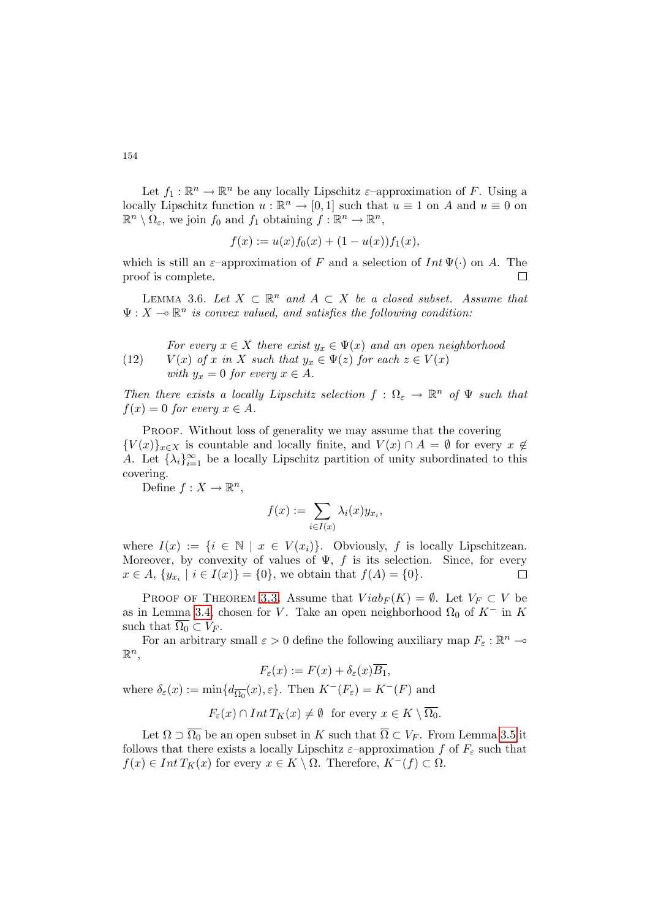Let $f_1 : \mathbb{R}^n \to \mathbb{R}^n$ be any locally Lipschitz $\varepsilon$–approximation of $F$. Using a locally Lipschitz function $u : \mathbb{R}^n \to [0, 1]$ such that $u \equiv 1$ on $A$ and $u \equiv 0$ on $\mathbb{R}^n \setminus \Omega_\varepsilon$, we join $f_0$ and $f_1$ obtaining $f : \mathbb{R}^n \to \mathbb{R}^n$,

$$f(x) := u(x)f_0(x) + (1 - u(x))f_1(x),$$

which is still an $\varepsilon$–approximation of $F$ and a selection of $Int\,\Psi(\cdot)$ on $A$. The proof is complete. □

Lemma 3.6. *Let $X \subset \mathbb{R}^n$ and $A \subset X$ be a closed subset. Assume that $\Psi : X \multimap \mathbb{R}^n$ is convex valued, and satisfies the following condition:*

(12) *For every $x \in X$ there exist $y_x \in \Psi(x)$ and an open neighborhood $V(x)$ of $x$ in $X$ such that $y_x \in \Psi(z)$ for each $z \in V(x)$ with $y_x = 0$ for every $x \in A$.*

*Then there exists a locally Lipschitz selection $f : \Omega_\varepsilon \to \mathbb{R}^n$ of $\Psi$ such that $f(x) = 0$ for every $x \in A$.*

Proof. Without loss of generality we may assume that the covering $\{V(x)\}_{x\in X}$ is countable and locally finite, and $V(x) \cap A = \emptyset$ for every $x \notin A$. Let $\{\lambda_i\}_{i=1}^{\infty}$ be a locally Lipschitz partition of unity subordinated to this covering.

Define $f : X \to \mathbb{R}^n$,

$$f(x) := \sum_{i\in I(x)} \lambda_i(x) y_{x_i},$$

where $I(x) := \{i \in \mathbb{N} \mid x \in V(x_i)\}$. Obviously, $f$ is locally Lipschitzean. Moreover, by convexity of values of $\Psi$, $f$ is its selection. Since, for every $x \in A$, $\{y_{x_i} \mid i \in I(x)\} = \{0\}$, we obtain that $f(A) = \{0\}$. □

Proof of Theorem 3.3. Assume that $Viab_F(K) = \emptyset$. Let $V_F \subset V$ be as in Lemma 3.4, chosen for $V$. Take an open neighborhood $\Omega_0$ of $K^-$ in $K$ such that $\overline{\Omega_0} \subset V_F$.

For an arbitrary small $\varepsilon > 0$ define the following auxiliary map $F_\varepsilon : \mathbb{R}^n \multimap \mathbb{R}^n$,

$$F_\varepsilon(x) := F(x) + \delta_\varepsilon(x)\overline{B_1},$$

where $\delta_\varepsilon(x) := \min\{d_{\overline{\Omega_0}}(x), \varepsilon\}$. Then $K^-(F_\varepsilon) = K^-(F)$ and

$$F_\varepsilon(x) \cap Int\,T_K(x) \neq \emptyset \quad \text{for every } x \in K \setminus \overline{\Omega_0}.$$

Let $\Omega \supset \overline{\Omega_0}$ be an open subset in $K$ such that $\overline{\Omega} \subset V_F$. From Lemma 3.5 it follows that there exists a locally Lipschitz $\varepsilon$–approximation $f$ of $F_\varepsilon$ such that $f(x) \in Int\,T_K(x)$ for every $x \in K \setminus \Omega$. Therefore, $K^-(f) \subset \Omega$.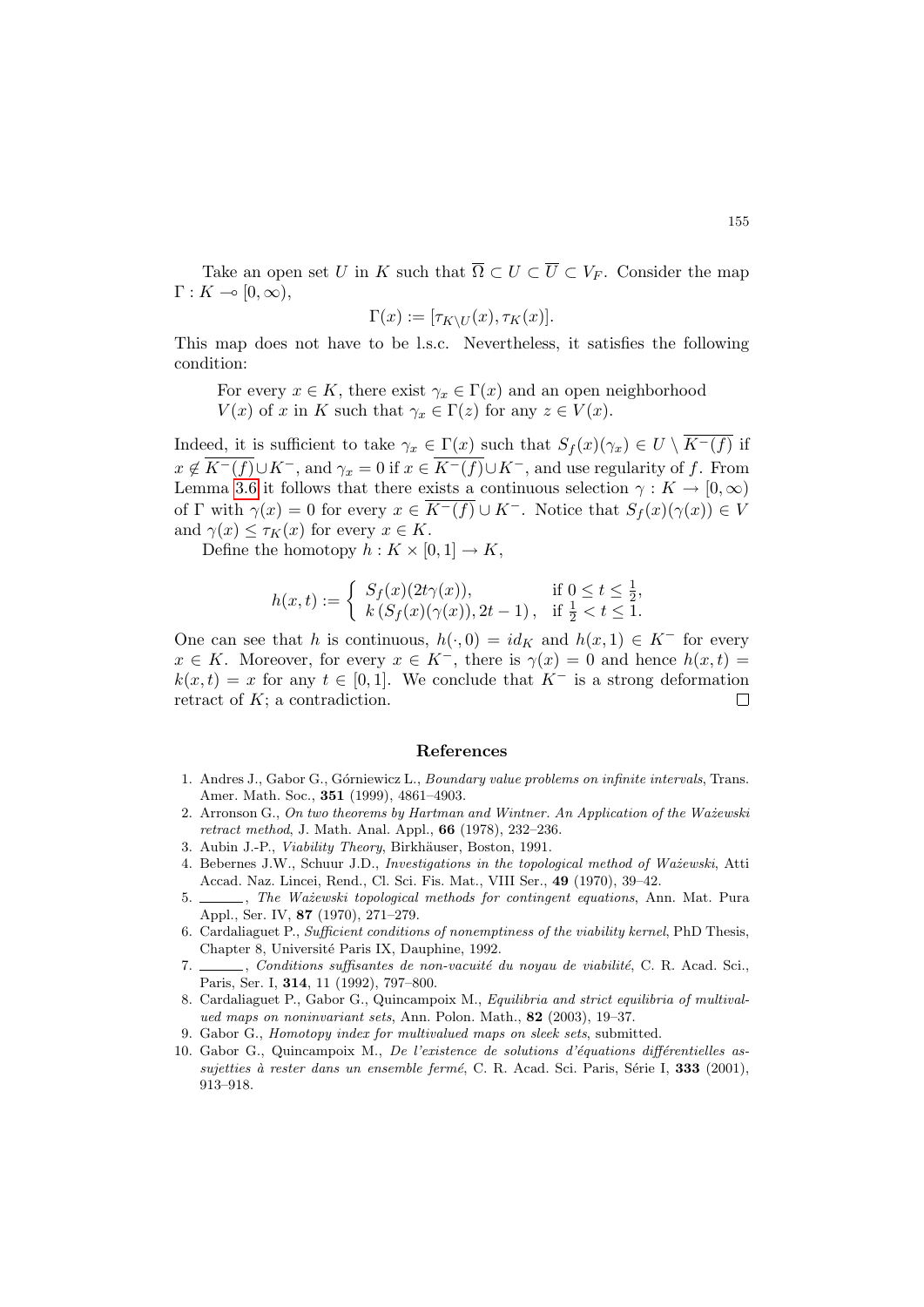Take an open set $U$ in $K$ such that $\overline{\Omega} \subset U \subset \overline{U} \subset V_F$. Consider the map $\Gamma : K \multimap [0, \infty)$,

$$\Gamma(x) := [\tau_{K \setminus U}(x), \tau_K(x)].$$

This map does not have to be l.s.c. Nevertheless, it satisfies the following condition:

> For every $x \in K$, there exist $\gamma_x \in \Gamma(x)$ and an open neighborhood $V(x)$ of $x$ in $K$ such that $\gamma_x \in \Gamma(z)$ for any $z \in V(x)$.

Indeed, it is sufficient to take $\gamma_x \in \Gamma(x)$ such that $S_f(x)(\gamma_x) \in U \setminus \overline{K^-(f)}$ if $x \notin \overline{K^-(f)} \cup K^-$, and $\gamma_x = 0$ if $x \in \overline{K^-(f)} \cup K^-$, and use regularity of $f$. From Lemma 3.6 it follows that there exists a continuous selection $\gamma : K \to [0, \infty)$ of $\Gamma$ with $\gamma(x) = 0$ for every $x \in \overline{K^-(f)} \cup K^-$. Notice that $S_f(x)(\gamma(x)) \in V$ and $\gamma(x) \leq \tau_K(x)$ for every $x \in K$.

Define the homotopy $h : K \times [0, 1] \to K$,

$$h(x,t) := \begin{cases} S_f(x)(2t\gamma(x)), & \text{if } 0 \leq t \leq \frac{1}{2}, \\ k\left(S_f(x)(\gamma(x)), 2t-1\right), & \text{if } \frac{1}{2} < t \leq 1. \end{cases}$$

One can see that $h$ is continuous, $h(\cdot, 0) = id_K$ and $h(x, 1) \in K^-$ for every $x \in K$. Moreover, for every $x \in K^-$, there is $\gamma(x) = 0$ and hence $h(x, t) = k(x, t) = x$ for any $t \in [0, 1]$. We conclude that $K^-$ is a strong deformation retract of $K$; a contradiction. $\square$

## References

1. Andres J., Gabor G., Górniewicz L., *Boundary value problems on infinite intervals*, Trans. Amer. Math. Soc., **351** (1999), 4861–4903.
2. Arronson G., *On two theorems by Hartman and Wintner. An Application of the Ważewski retract method*, J. Math. Anal. Appl., **66** (1978), 232–236.
3. Aubin J.-P., *Viability Theory*, Birkhäuser, Boston, 1991.
4. Bebernes J.W., Schuur J.D., *Investigations in the topological method of Ważewski*, Atti Accad. Naz. Lincei, Rend., Cl. Sci. Fis. Mat., VIII Ser., **49** (1970), 39–42.
5. ______, *The Ważewski topological methods for contingent equations*, Ann. Mat. Pura Appl., Ser. IV, **87** (1970), 271–279.
6. Cardaliaguet P., *Sufficient conditions of nonemptiness of the viability kernel*, PhD Thesis, Chapter 8, Université Paris IX, Dauphine, 1992.
7. ______, *Conditions suffisantes de non-vacuité du noyau de viabilité*, C. R. Acad. Sci., Paris, Ser. I, **314**, 11 (1992), 797–800.
8. Cardaliaguet P., Gabor G., Quincampoix M., *Equilibria and strict equilibria of multivalued maps on noninvariant sets*, Ann. Polon. Math., **82** (2003), 19–37.
9. Gabor G., *Homotopy index for multivalued maps on sleek sets*, submitted.
10. Gabor G., Quincampoix M., *De l'existence de solutions d'équations différentielles assujetties à rester dans un ensemble fermé*, C. R. Acad. Sci. Paris, Série I, **333** (2001), 913–918.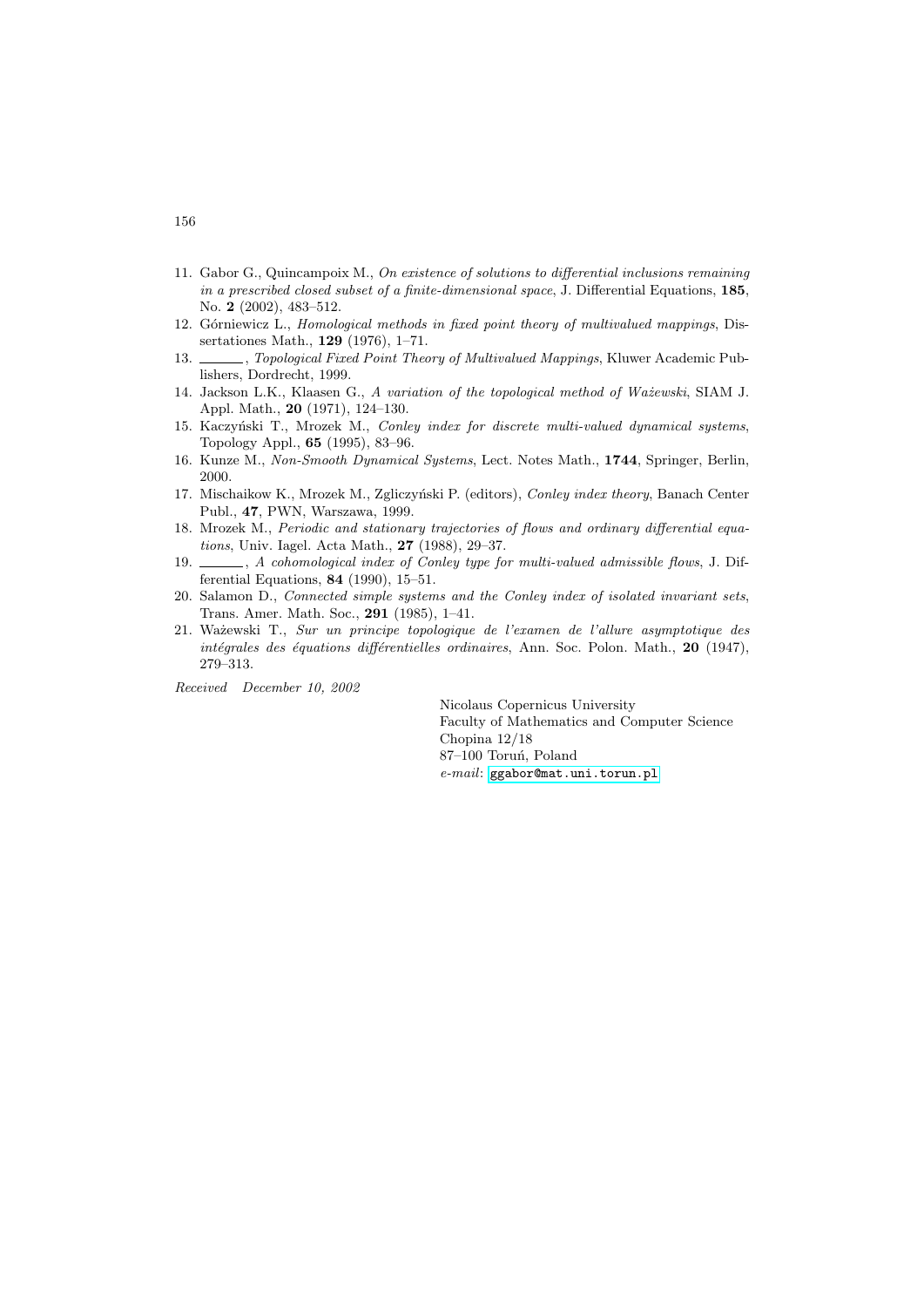11. Gabor G., Quincampoix M., *On existence of solutions to differential inclusions remaining in a prescribed closed subset of a finite-dimensional space*, J. Differential Equations, **185**, No. **2** (2002), 483–512.
12. Górniewicz L., *Homological methods in fixed point theory of multivalued mappings*, Dissertationes Math., **129** (1976), 1–71.
13. ______, *Topological Fixed Point Theory of Multivalued Mappings*, Kluwer Academic Publishers, Dordrecht, 1999.
14. Jackson L.K., Klaasen G., *A variation of the topological method of Ważewski*, SIAM J. Appl. Math., **20** (1971), 124–130.
15. Kaczyński T., Mrozek M., *Conley index for discrete multi-valued dynamical systems*, Topology Appl., **65** (1995), 83–96.
16. Kunze M., *Non-Smooth Dynamical Systems*, Lect. Notes Math., **1744**, Springer, Berlin, 2000.
17. Mischaikow K., Mrozek M., Zgliczyński P. (editors), *Conley index theory*, Banach Center Publ., **47**, PWN, Warszawa, 1999.
18. Mrozek M., *Periodic and stationary trajectories of flows and ordinary differential equations*, Univ. Iagel. Acta Math., **27** (1988), 29–37.
19. ______, *A cohomological index of Conley type for multi-valued admissible flows*, J. Differential Equations, **84** (1990), 15–51.
20. Salamon D., *Connected simple systems and the Conley index of isolated invariant sets*, Trans. Amer. Math. Soc., **291** (1985), 1–41.
21. Ważewski T., *Sur un principe topologique de l'examen de l'allure asymptotique des intégrales des équations différentielles ordinaires*, Ann. Soc. Polon. Math., **20** (1947), 279–313.

*Received December 10, 2002*

Nicolaus Copernicus University
Faculty of Mathematics and Computer Science
Chopina 12/18
87–100 Toruń, Poland
*e-mail*: ggabor@mat.uni.torun.pl